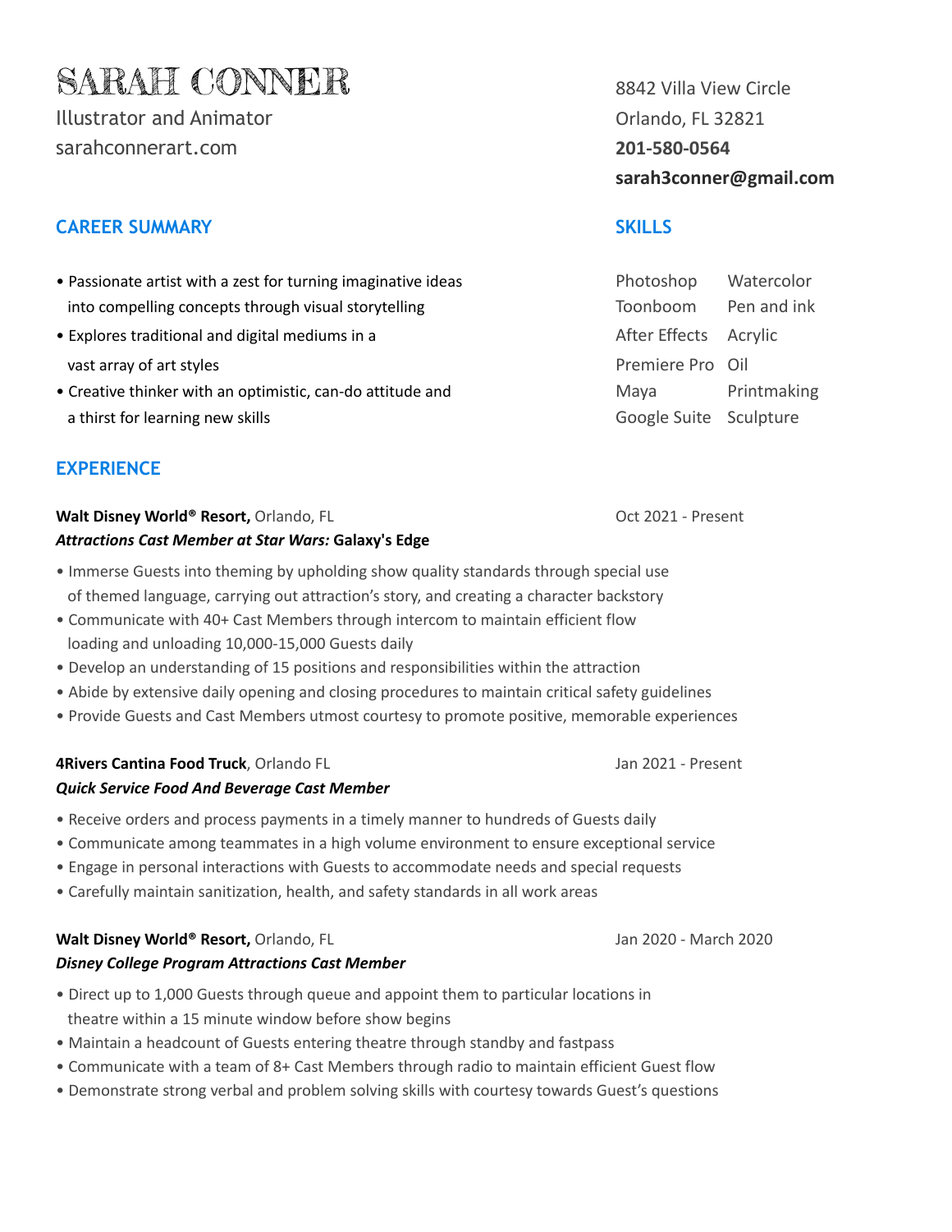# SARAH CONNER

Illustrator and Animator
sarahconnerart.com

8842 Villa View Circle
Orlando, FL 32821
**201-580-0564**
**sarah3conner@gmail.com**

## CAREER SUMMARY

- Passionate artist with a zest for turning imaginative ideas into compelling concepts through visual storytelling
- Explores traditional and digital mediums in a vast array of art styles
- Creative thinker with an optimistic, can-do attitude and a thirst for learning new skills

## SKILLS

| | |
|---|---|
| Photoshop | Watercolor |
| Toonboom | Pen and ink |
| After Effects | Acrylic |
| Premiere Pro | Oil |
| Maya | Printmaking |
| Google Suite | Sculpture |

## EXPERIENCE

**Walt Disney World® Resort,** Orlando, FL — Oct 2021 - Present
***Attractions Cast Member at Star Wars:* Galaxy's Edge**

- Immerse Guests into theming by upholding show quality standards through special use of themed language, carrying out attraction's story, and creating a character backstory
- Communicate with 40+ Cast Members through intercom to maintain efficient flow loading and unloading 10,000-15,000 Guests daily
- Develop an understanding of 15 positions and responsibilities within the attraction
- Abide by extensive daily opening and closing procedures to maintain critical safety guidelines
- Provide Guests and Cast Members utmost courtesy to promote positive, memorable experiences

**4Rivers Cantina Food Truck**, Orlando FL — Jan 2021 - Present
***Quick Service Food And Beverage Cast Member***

- Receive orders and process payments in a timely manner to hundreds of Guests daily
- Communicate among teammates in a high volume environment to ensure exceptional service
- Engage in personal interactions with Guests to accommodate needs and special requests
- Carefully maintain sanitization, health, and safety standards in all work areas

**Walt Disney World® Resort,** Orlando, FL — Jan 2020 - March 2020
***Disney College Program Attractions Cast Member***

- Direct up to 1,000 Guests through queue and appoint them to particular locations in theatre within a 15 minute window before show begins
- Maintain a headcount of Guests entering theatre through standby and fastpass
- Communicate with a team of 8+ Cast Members through radio to maintain efficient Guest flow
- Demonstrate strong verbal and problem solving skills with courtesy towards Guest's questions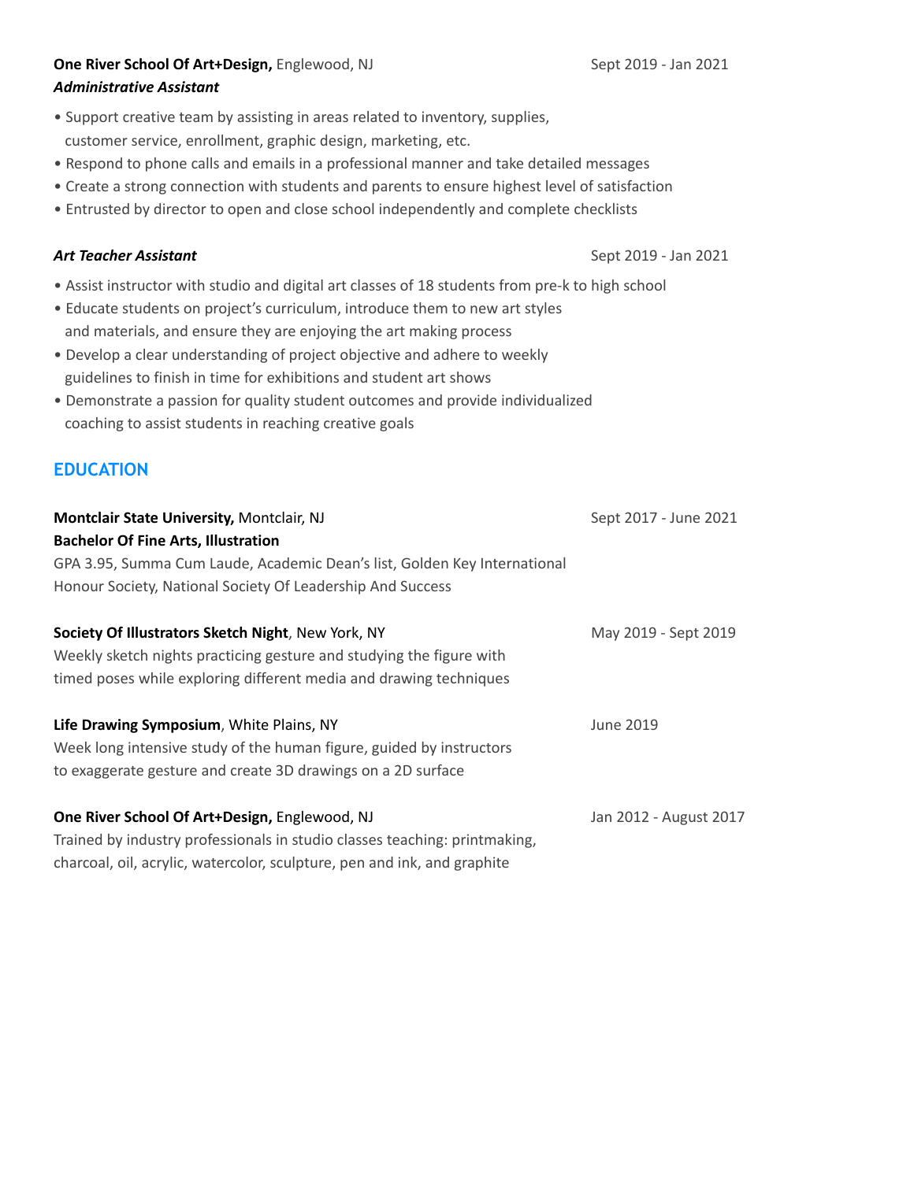**One River School Of Art+Design,** Englewood, NJ Sept 2019 - Jan 2021

***Administrative Assistant***

- Support creative team by assisting in areas related to inventory, supplies, customer service, enrollment, graphic design, marketing, etc.
- Respond to phone calls and emails in a professional manner and take detailed messages
- Create a strong connection with students and parents to ensure highest level of satisfaction
- Entrusted by director to open and close school independently and complete checklists

***Art Teacher Assistant*** Sept 2019 - Jan 2021

- Assist instructor with studio and digital art classes of 18 students from pre-k to high school
- Educate students on project's curriculum, introduce them to new art styles and materials, and ensure they are enjoying the art making process
- Develop a clear understanding of project objective and adhere to weekly guidelines to finish in time for exhibitions and student art shows
- Demonstrate a passion for quality student outcomes and provide individualized coaching to assist students in reaching creative goals

## EDUCATION

**Montclair State University,** Montclair, NJ Sept 2017 - June 2021

**Bachelor Of Fine Arts, Illustration**

GPA 3.95, Summa Cum Laude, Academic Dean's list, Golden Key International Honour Society, National Society Of Leadership And Success

**Society Of Illustrators Sketch Night**, New York, NY May 2019 - Sept 2019

Weekly sketch nights practicing gesture and studying the figure with timed poses while exploring different media and drawing techniques

**Life Drawing Symposium**, White Plains, NY June 2019

Week long intensive study of the human figure, guided by instructors to exaggerate gesture and create 3D drawings on a 2D surface

**One River School Of Art+Design,** Englewood, NJ Jan 2012 - August 2017

Trained by industry professionals in studio classes teaching: printmaking, charcoal, oil, acrylic, watercolor, sculpture, pen and ink, and graphite